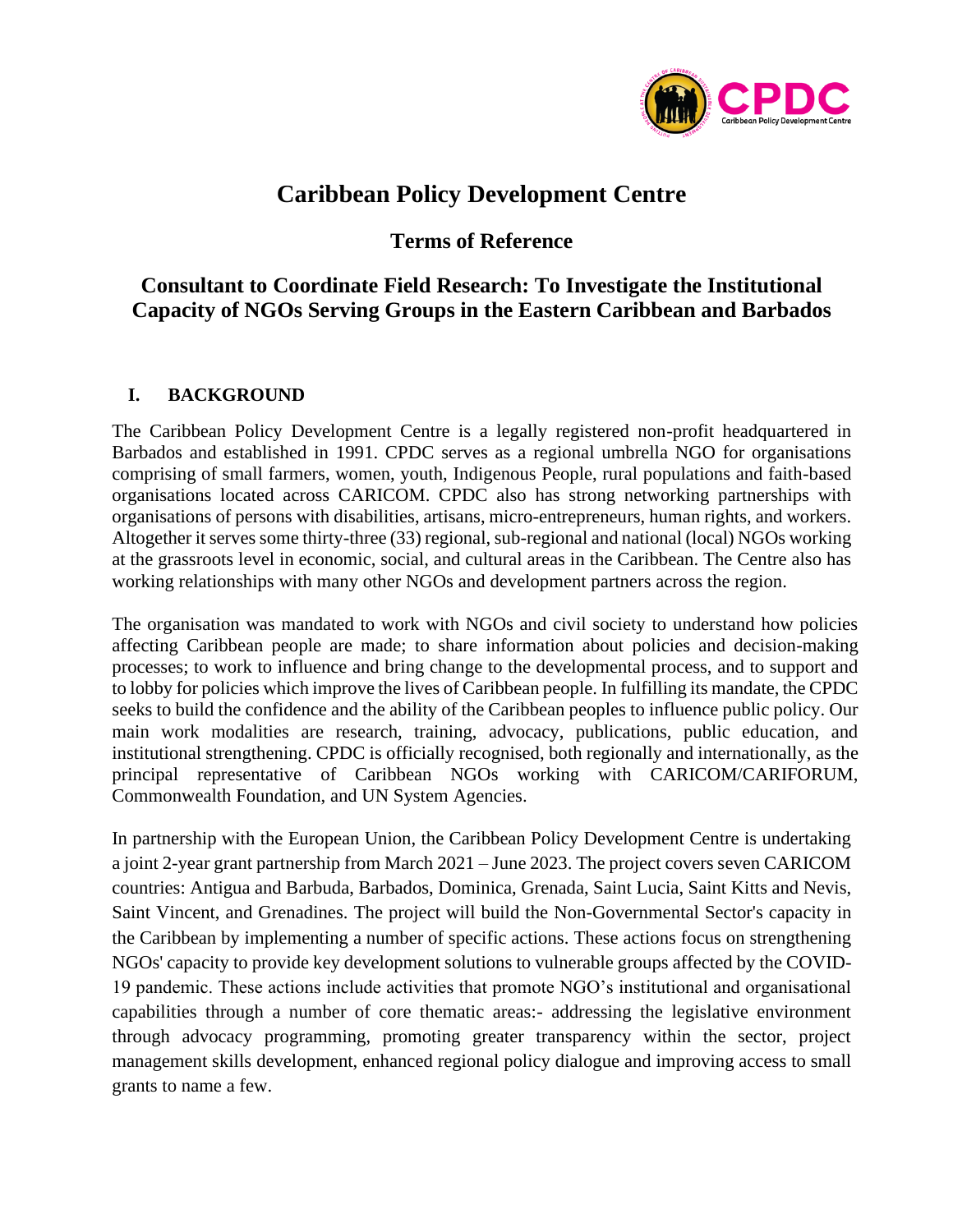# Caribbean Policy Development Centre

## Terms of Reference

## Consultant to Coordinate Field Research: To Investigate the Institutional Capacity of NGOs Serving Groups in the Eastern Caribbean and Barbados

### I. BACKGROUND

The Caribbean Policy Development Centre is a legally registered non-profit headquartered in Barbados and established in 1991. CPDC serves as a regional umbrella NGO for organisations comprising of small farmers, women, youth, Indigenous People, rural populations and faith-based organisations located across CARICOM. CPDC also has strong networking partnerships with organisations of persons with disabilities, artisans, micro-entrepreneurs, human rights, and workers. Altogether it serves some thirty-three (33) regional, sub-regional and national (local) NGOs working at the grassroots level in economic, social, and cultural areas in the Caribbean. The Centre also has working relationships with many other NGOs and development partners across the region.

The organisation was mandated to work with NGOs and civil society to understand how policies affecting Caribbean people are made; to share information about policies and decision-making processes; to work to influence and bring change to the developmental process, and to support and to lobby for policies which improve the lives of Caribbean people. In fulfilling its mandate, the CPDC seeks to build the confidence and the ability of the Caribbean peoples to influence public policy. Our main work modalities are research, training, advocacy, publications, public education, and institutional strengthening. CPDC is officially recognised, both regionally and internationally, as the principal representative of Caribbean NGOs working with CARICOM/CARIFORUM, Commonwealth Foundation, and UN System Agencies.

In partnership with the European Union, the Caribbean Policy Development Centre is undertaking a joint 2-year grant partnership from March 2021 – June 2023. The project covers seven CARICOM countries: Antigua and Barbuda, Barbados, Dominica, Grenada, Saint Lucia, Saint Kitts and Nevis, Saint Vincent, and Grenadines. The project will build the Non-Governmental Sector's capacity in the Caribbean by implementing a number of specific actions. These actions focus on strengthening NGOs' capacity to provide key development solutions to vulnerable groups affected by the COVID-19 pandemic. These actions include activities that promote NGO's institutional and organisational capabilities through a number of core thematic areas:- addressing the legislative environment through advocacy programming, promoting greater transparency within the sector, project management skills development, enhanced regional policy dialogue and improving access to small grants to name a few.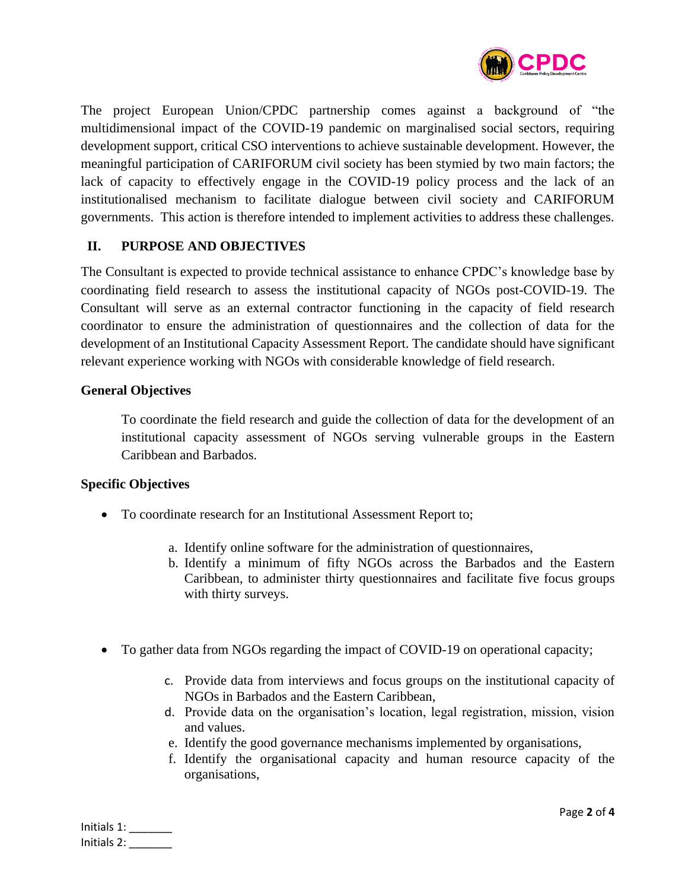The project European Union/CPDC partnership comes against a background of "the multidimensional impact of the COVID-19 pandemic on marginalised social sectors, requiring development support, critical CSO interventions to achieve sustainable development. However, the meaningful participation of CARIFORUM civil society has been stymied by two main factors; the lack of capacity to effectively engage in the COVID-19 policy process and the lack of an institutionalised mechanism to facilitate dialogue between civil society and CARIFORUM governments. This action is therefore intended to implement activities to address these challenges.

## II. PURPOSE AND OBJECTIVES

The Consultant is expected to provide technical assistance to enhance CPDC's knowledge base by coordinating field research to assess the institutional capacity of NGOs post-COVID-19. The Consultant will serve as an external contractor functioning in the capacity of field research coordinator to ensure the administration of questionnaires and the collection of data for the development of an Institutional Capacity Assessment Report. The candidate should have significant relevant experience working with NGOs with considerable knowledge of field research.

### General Objectives

To coordinate the field research and guide the collection of data for the development of an institutional capacity assessment of NGOs serving vulnerable groups in the Eastern Caribbean and Barbados.

### Specific Objectives

- To coordinate research for an Institutional Assessment Report to;
  a. Identify online software for the administration of questionnaires,
  b. Identify a minimum of fifty NGOs across the Barbados and the Eastern Caribbean, to administer thirty questionnaires and facilitate five focus groups with thirty surveys.

- To gather data from NGOs regarding the impact of COVID-19 on operational capacity;
  c. Provide data from interviews and focus groups on the institutional capacity of NGOs in Barbados and the Eastern Caribbean,
  d. Provide data on the organisation's location, legal registration, mission, vision and values.
  e. Identify the good governance mechanisms implemented by organisations,
  f. Identify the organisational capacity and human resource capacity of the organisations,

Initials 1: _______
Initials 2: _______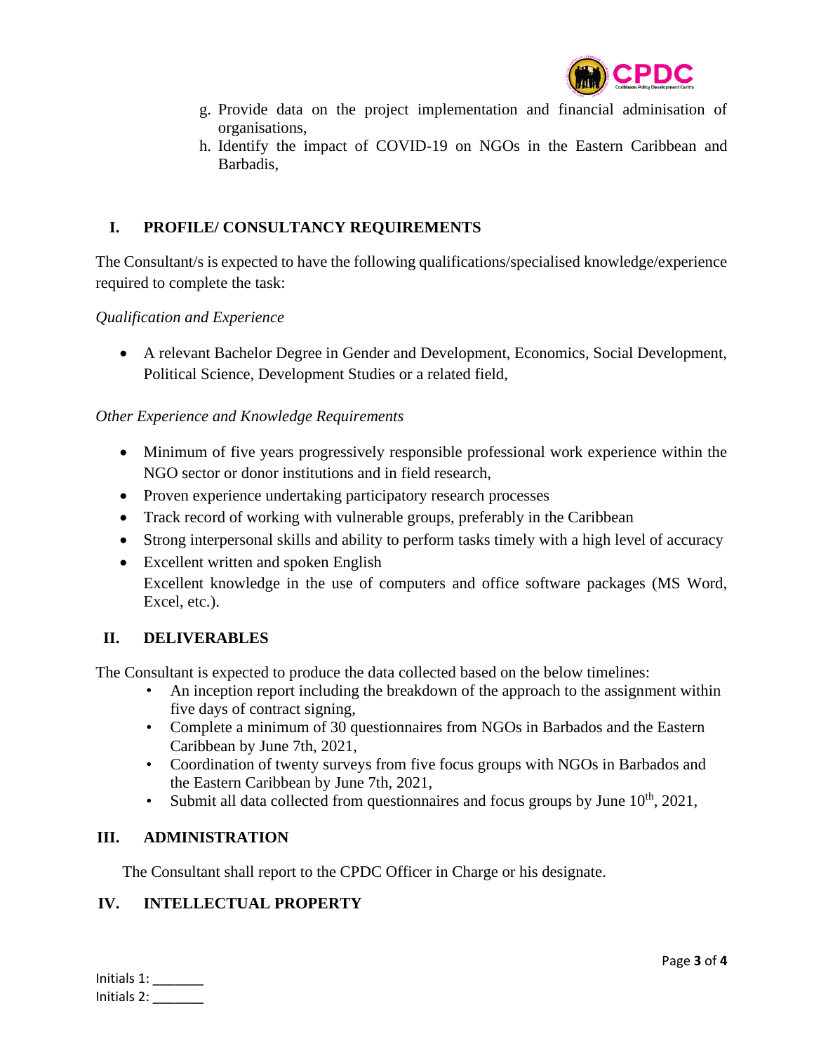g. Provide data on the project implementation and financial adminisation of organisations,
h. Identify the impact of COVID-19 on NGOs in the Eastern Caribbean and Barbadis,

## I. PROFILE/ CONSULTANCY REQUIREMENTS

The Consultant/s is expected to have the following qualifications/specialised knowledge/experience required to complete the task:

*Qualification and Experience*

- A relevant Bachelor Degree in Gender and Development, Economics, Social Development, Political Science, Development Studies or a related field,

*Other Experience and Knowledge Requirements*

- Minimum of five years progressively responsible professional work experience within the NGO sector or donor institutions and in field research,
- Proven experience undertaking participatory research processes
- Track record of working with vulnerable groups, preferably in the Caribbean
- Strong interpersonal skills and ability to perform tasks timely with a high level of accuracy
- Excellent written and spoken English
  Excellent knowledge in the use of computers and office software packages (MS Word, Excel, etc.).

## II. DELIVERABLES

The Consultant is expected to produce the data collected based on the below timelines:

- An inception report including the breakdown of the approach to the assignment within five days of contract signing,
- Complete a minimum of 30 questionnaires from NGOs in Barbados and the Eastern Caribbean by June 7th, 2021,
- Coordination of twenty surveys from five focus groups with NGOs in Barbados and the Eastern Caribbean by June 7th, 2021,
- Submit all data collected from questionnaires and focus groups by June 10th, 2021,

## III. ADMINISTRATION

The Consultant shall report to the CPDC Officer in Charge or his designate.

## IV. INTELLECTUAL PROPERTY

Initials 1: _______
Initials 2: _______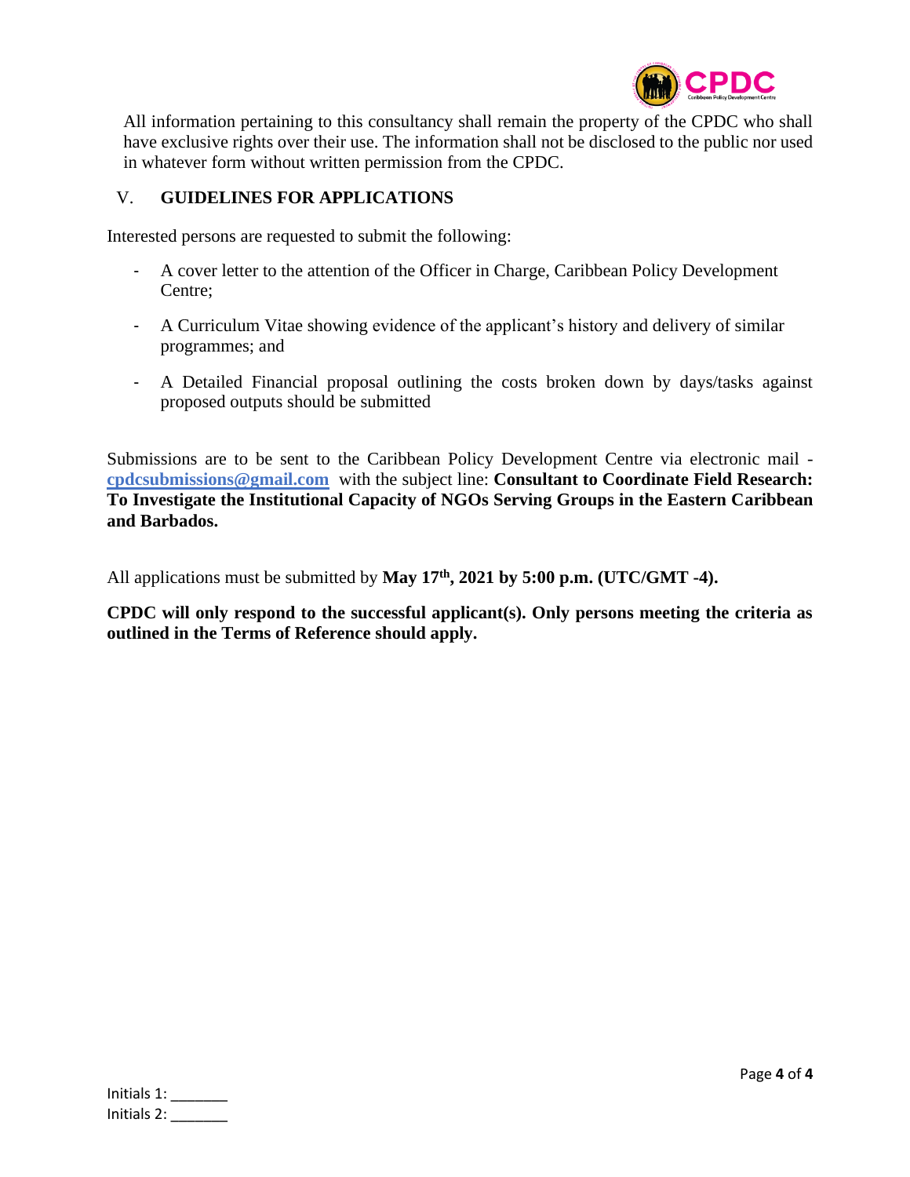All information pertaining to this consultancy shall remain the property of the CPDC who shall have exclusive rights over their use. The information shall not be disclosed to the public nor used in whatever form without written permission from the CPDC.

## V. GUIDELINES FOR APPLICATIONS

Interested persons are requested to submit the following:

- A cover letter to the attention of the Officer in Charge, Caribbean Policy Development Centre;
- A Curriculum Vitae showing evidence of the applicant's history and delivery of similar programmes; and
- A Detailed Financial proposal outlining the costs broken down by days/tasks against proposed outputs should be submitted

Submissions are to be sent to the Caribbean Policy Development Centre via electronic mail - **cpdcsubmissions@gmail.com** with the subject line: **Consultant to Coordinate Field Research: To Investigate the Institutional Capacity of NGOs Serving Groups in the Eastern Caribbean and Barbados.**

All applications must be submitted by **May 17th, 2021 by 5:00 p.m. (UTC/GMT -4).**

**CPDC will only respond to the successful applicant(s). Only persons meeting the criteria as outlined in the Terms of Reference should apply.**

Initials 1: _______
Initials 2: _______